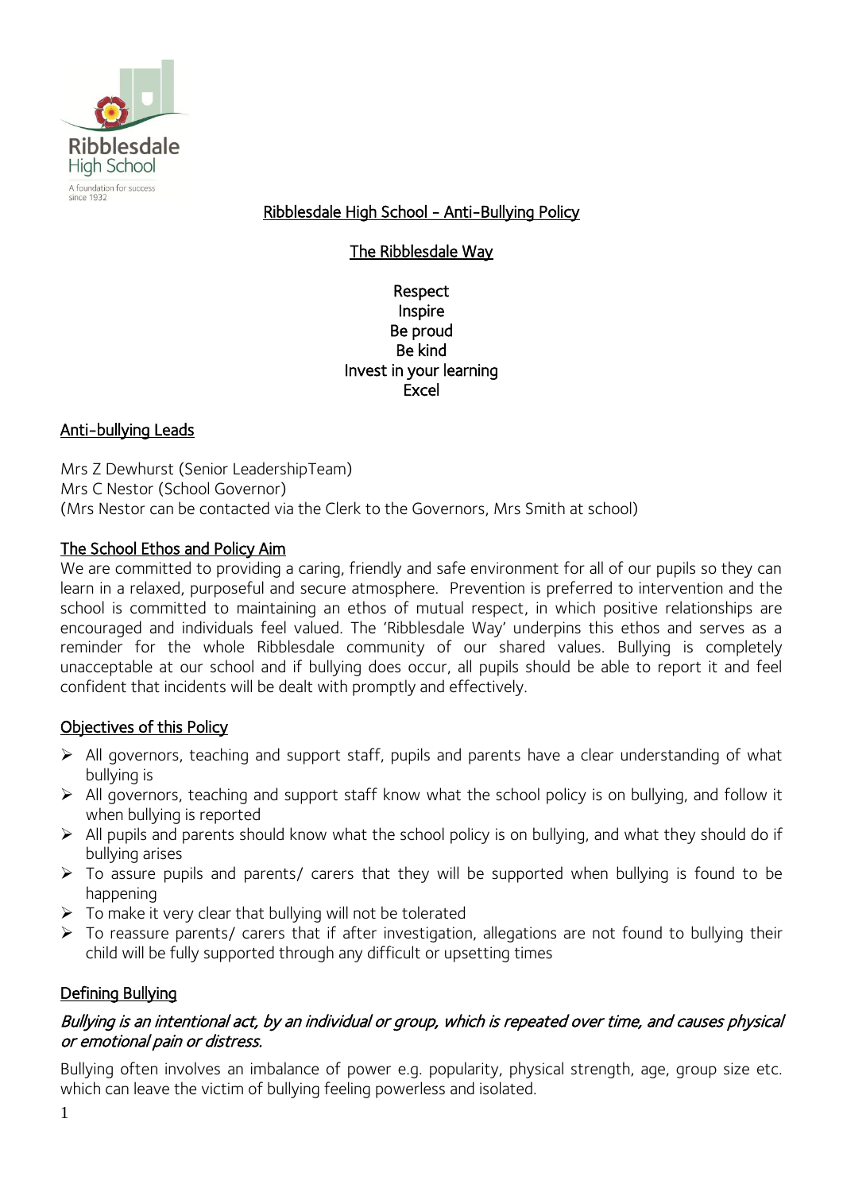Ribblesdale
High School
A foundation for success
since 1932

# Ribblesdale High School - Anti-Bullying Policy

## The Ribblesdale Way

Respect
Inspire
Be proud
Be kind
Invest in your learning
Excel

## Anti-bullying Leads

Mrs Z Dewhurst (Senior LeadershipTeam)
Mrs C Nestor (School Governor)
(Mrs Nestor can be contacted via the Clerk to the Governors, Mrs Smith at school)

## The School Ethos and Policy Aim

We are committed to providing a caring, friendly and safe environment for all of our pupils so they can learn in a relaxed, purposeful and secure atmosphere. Prevention is preferred to intervention and the school is committed to maintaining an ethos of mutual respect, in which positive relationships are encouraged and individuals feel valued. The 'Ribblesdale Way' underpins this ethos and serves as a reminder for the whole Ribblesdale community of our shared values. Bullying is completely unacceptable at our school and if bullying does occur, all pupils should be able to report it and feel confident that incidents will be dealt with promptly and effectively.

## Objectives of this Policy

- All governors, teaching and support staff, pupils and parents have a clear understanding of what bullying is
- All governors, teaching and support staff know what the school policy is on bullying, and follow it when bullying is reported
- All pupils and parents should know what the school policy is on bullying, and what they should do if bullying arises
- To assure pupils and parents/ carers that they will be supported when bullying is found to be happening
- To make it very clear that bullying will not be tolerated
- To reassure parents/ carers that if after investigation, allegations are not found to bullying their child will be fully supported through any difficult or upsetting times

## Defining Bullying

*Bullying is an intentional act, by an individual or group, which is repeated over time, and causes physical or emotional pain or distress.*

Bullying often involves an imbalance of power e.g. popularity, physical strength, age, group size etc. which can leave the victim of bullying feeling powerless and isolated.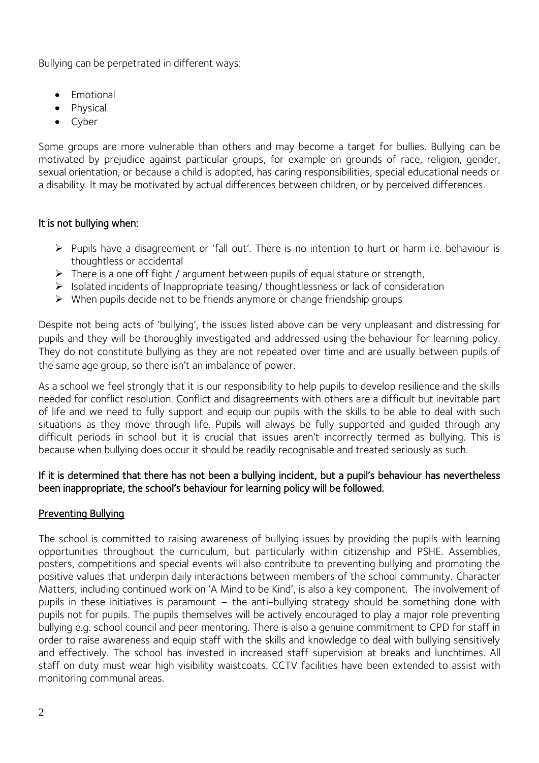Bullying can be perpetrated in different ways:

- Emotional
- Physical
- Cyber

Some groups are more vulnerable than others and may become a target for bullies. Bullying can be motivated by prejudice against particular groups, for example on grounds of race, religion, gender, sexual orientation, or because a child is adopted, has caring responsibilities, special educational needs or a disability. It may be motivated by actual differences between children, or by perceived differences.

**It is not bullying when:**

- Pupils have a disagreement or 'fall out'. There is no intention to hurt or harm i.e. behaviour is thoughtless or accidental
- There is a one off fight / argument between pupils of equal stature or strength,
- Isolated incidents of Inappropriate teasing/ thoughtlessness or lack of consideration
- When pupils decide not to be friends anymore or change friendship groups

Despite not being acts of 'bullying', the issues listed above can be very unpleasant and distressing for pupils and they will be thoroughly investigated and addressed using the behaviour for learning policy. They do not constitute bullying as they are not repeated over time and are usually between pupils of the same age group, so there isn't an imbalance of power.

As a school we feel strongly that it is our responsibility to help pupils to develop resilience and the skills needed for conflict resolution. Conflict and disagreements with others are a difficult but inevitable part of life and we need to fully support and equip our pupils with the skills to be able to deal with such situations as they move through life. Pupils will always be fully supported and guided through any difficult periods in school but it is crucial that issues aren't incorrectly termed as bullying. This is because when bullying does occur it should be readily recognisable and treated seriously as such.

**If it is determined that there has not been a bullying incident, but a pupil's behaviour has nevertheless been inappropriate, the school's behaviour for learning policy will be followed.**

## Preventing Bullying

The school is committed to raising awareness of bullying issues by providing the pupils with learning opportunities throughout the curriculum, but particularly within citizenship and PSHE. Assemblies, posters, competitions and special events will also contribute to preventing bullying and promoting the positive values that underpin daily interactions between members of the school community. Character Matters, including continued work on 'A Mind to be Kind', is also a key component. The involvement of pupils in these initiatives is paramount – the anti-bullying strategy should be something done with pupils not for pupils. The pupils themselves will be actively encouraged to play a major role preventing bullying e.g. school council and peer mentoring. There is also a genuine commitment to CPD for staff in order to raise awareness and equip staff with the skills and knowledge to deal with bullying sensitively and effectively. The school has invested in increased staff supervision at breaks and lunchtimes. All staff on duty must wear high visibility waistcoats. CCTV facilities have been extended to assist with monitoring communal areas.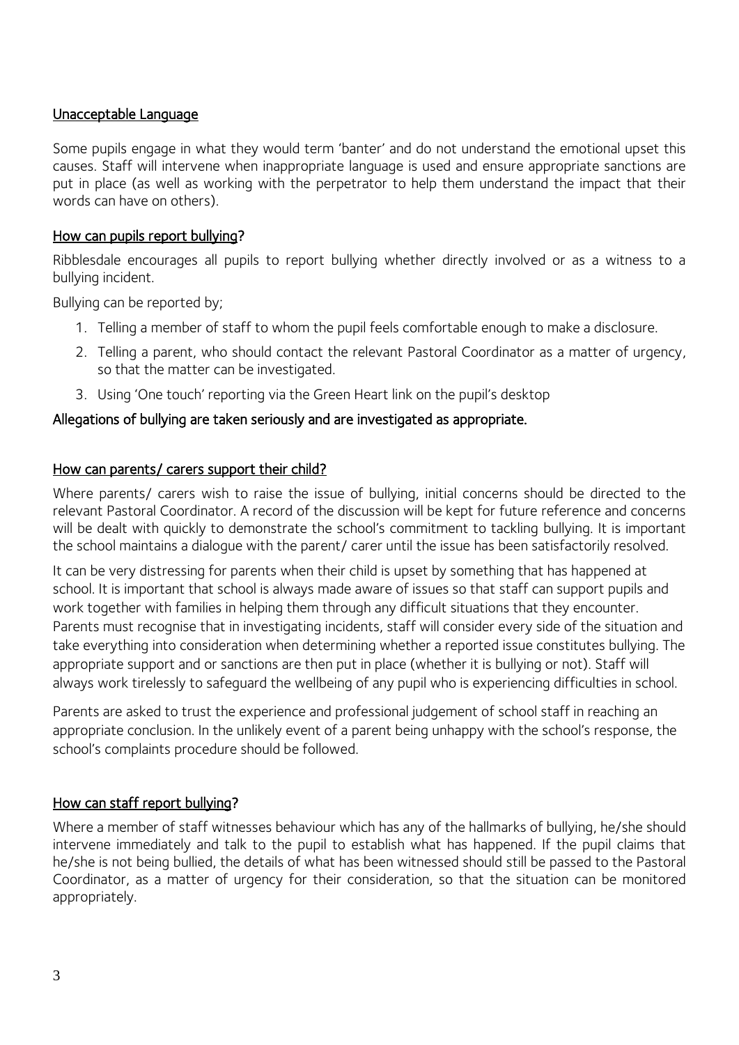## Unacceptable Language

Some pupils engage in what they would term 'banter' and do not understand the emotional upset this causes. Staff will intervene when inappropriate language is used and ensure appropriate sanctions are put in place (as well as working with the perpetrator to help them understand the impact that their words can have on others).

## How can pupils report bullying?

Ribblesdale encourages all pupils to report bullying whether directly involved or as a witness to a bullying incident.

Bullying can be reported by;

1. Telling a member of staff to whom the pupil feels comfortable enough to make a disclosure.
2. Telling a parent, who should contact the relevant Pastoral Coordinator as a matter of urgency, so that the matter can be investigated.
3. Using 'One touch' reporting via the Green Heart link on the pupil's desktop

**Allegations of bullying are taken seriously and are investigated as appropriate.**

## How can parents/ carers support their child?

Where parents/ carers wish to raise the issue of bullying, initial concerns should be directed to the relevant Pastoral Coordinator. A record of the discussion will be kept for future reference and concerns will be dealt with quickly to demonstrate the school's commitment to tackling bullying. It is important the school maintains a dialogue with the parent/ carer until the issue has been satisfactorily resolved.

It can be very distressing for parents when their child is upset by something that has happened at school. It is important that school is always made aware of issues so that staff can support pupils and work together with families in helping them through any difficult situations that they encounter. Parents must recognise that in investigating incidents, staff will consider every side of the situation and take everything into consideration when determining whether a reported issue constitutes bullying. The appropriate support and or sanctions are then put in place (whether it is bullying or not). Staff will always work tirelessly to safeguard the wellbeing of any pupil who is experiencing difficulties in school.

Parents are asked to trust the experience and professional judgement of school staff in reaching an appropriate conclusion. In the unlikely event of a parent being unhappy with the school's response, the school's complaints procedure should be followed.

## How can staff report bullying?

Where a member of staff witnesses behaviour which has any of the hallmarks of bullying, he/she should intervene immediately and talk to the pupil to establish what has happened. If the pupil claims that he/she is not being bullied, the details of what has been witnessed should still be passed to the Pastoral Coordinator, as a matter of urgency for their consideration, so that the situation can be monitored appropriately.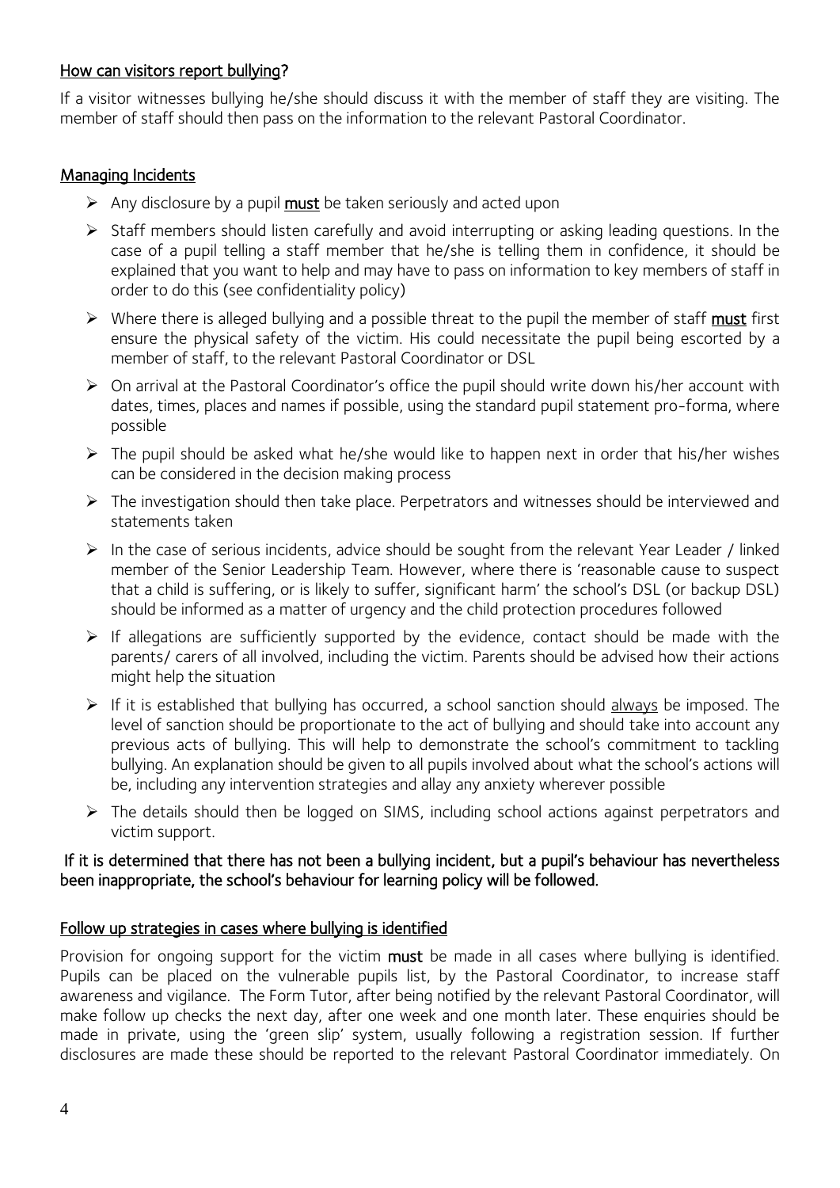## How can visitors report bullying?

If a visitor witnesses bullying he/she should discuss it with the member of staff they are visiting. The member of staff should then pass on the information to the relevant Pastoral Coordinator.

## Managing Incidents

- Any disclosure by a pupil **must** be taken seriously and acted upon
- Staff members should listen carefully and avoid interrupting or asking leading questions. In the case of a pupil telling a staff member that he/she is telling them in confidence, it should be explained that you want to help and may have to pass on information to key members of staff in order to do this (see confidentiality policy)
- Where there is alleged bullying and a possible threat to the pupil the member of staff **must** first ensure the physical safety of the victim. His could necessitate the pupil being escorted by a member of staff, to the relevant Pastoral Coordinator or DSL
- On arrival at the Pastoral Coordinator's office the pupil should write down his/her account with dates, times, places and names if possible, using the standard pupil statement pro-forma, where possible
- The pupil should be asked what he/she would like to happen next in order that his/her wishes can be considered in the decision making process
- The investigation should then take place. Perpetrators and witnesses should be interviewed and statements taken
- In the case of serious incidents, advice should be sought from the relevant Year Leader / linked member of the Senior Leadership Team. However, where there is 'reasonable cause to suspect that a child is suffering, or is likely to suffer, significant harm' the school's DSL (or backup DSL) should be informed as a matter of urgency and the child protection procedures followed
- If allegations are sufficiently supported by the evidence, contact should be made with the parents/ carers of all involved, including the victim. Parents should be advised how their actions might help the situation
- If it is established that bullying has occurred, a school sanction should always be imposed. The level of sanction should be proportionate to the act of bullying and should take into account any previous acts of bullying. This will help to demonstrate the school's commitment to tackling bullying. An explanation should be given to all pupils involved about what the school's actions will be, including any intervention strategies and allay any anxiety wherever possible
- The details should then be logged on SIMS, including school actions against perpetrators and victim support.

**If it is determined that there has not been a bullying incident, but a pupil's behaviour has nevertheless been inappropriate, the school's behaviour for learning policy will be followed.**

## Follow up strategies in cases where bullying is identified

Provision for ongoing support for the victim **must** be made in all cases where bullying is identified. Pupils can be placed on the vulnerable pupils list, by the Pastoral Coordinator, to increase staff awareness and vigilance. The Form Tutor, after being notified by the relevant Pastoral Coordinator, will make follow up checks the next day, after one week and one month later. These enquiries should be made in private, using the 'green slip' system, usually following a registration session. If further disclosures are made these should be reported to the relevant Pastoral Coordinator immediately. On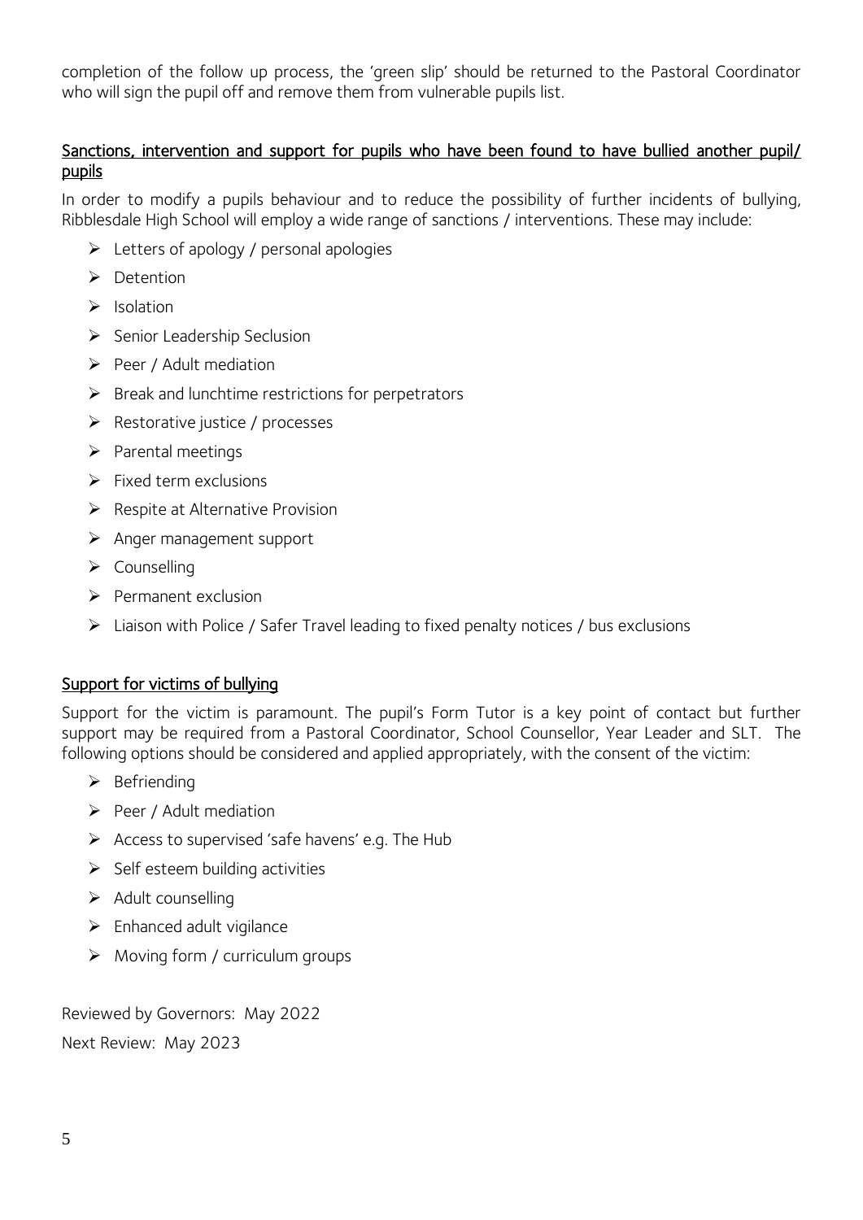completion of the follow up process, the 'green slip' should be returned to the Pastoral Coordinator who will sign the pupil off and remove them from vulnerable pupils list.

## Sanctions, intervention and support for pupils who have been found to have bullied another pupil/ pupils

In order to modify a pupils behaviour and to reduce the possibility of further incidents of bullying, Ribblesdale High School will employ a wide range of sanctions / interventions. These may include:

- Letters of apology / personal apologies
- Detention
- Isolation
- Senior Leadership Seclusion
- Peer / Adult mediation
- Break and lunchtime restrictions for perpetrators
- Restorative justice / processes
- Parental meetings
- Fixed term exclusions
- Respite at Alternative Provision
- Anger management support
- Counselling
- Permanent exclusion
- Liaison with Police / Safer Travel leading to fixed penalty notices / bus exclusions

## Support for victims of bullying

Support for the victim is paramount. The pupil's Form Tutor is a key point of contact but further support may be required from a Pastoral Coordinator, School Counsellor, Year Leader and SLT. The following options should be considered and applied appropriately, with the consent of the victim:

- Befriending
- Peer / Adult mediation
- Access to supervised 'safe havens' e.g. The Hub
- Self esteem building activities
- Adult counselling
- Enhanced adult vigilance
- Moving form / curriculum groups

Reviewed by Governors: May 2022

Next Review: May 2023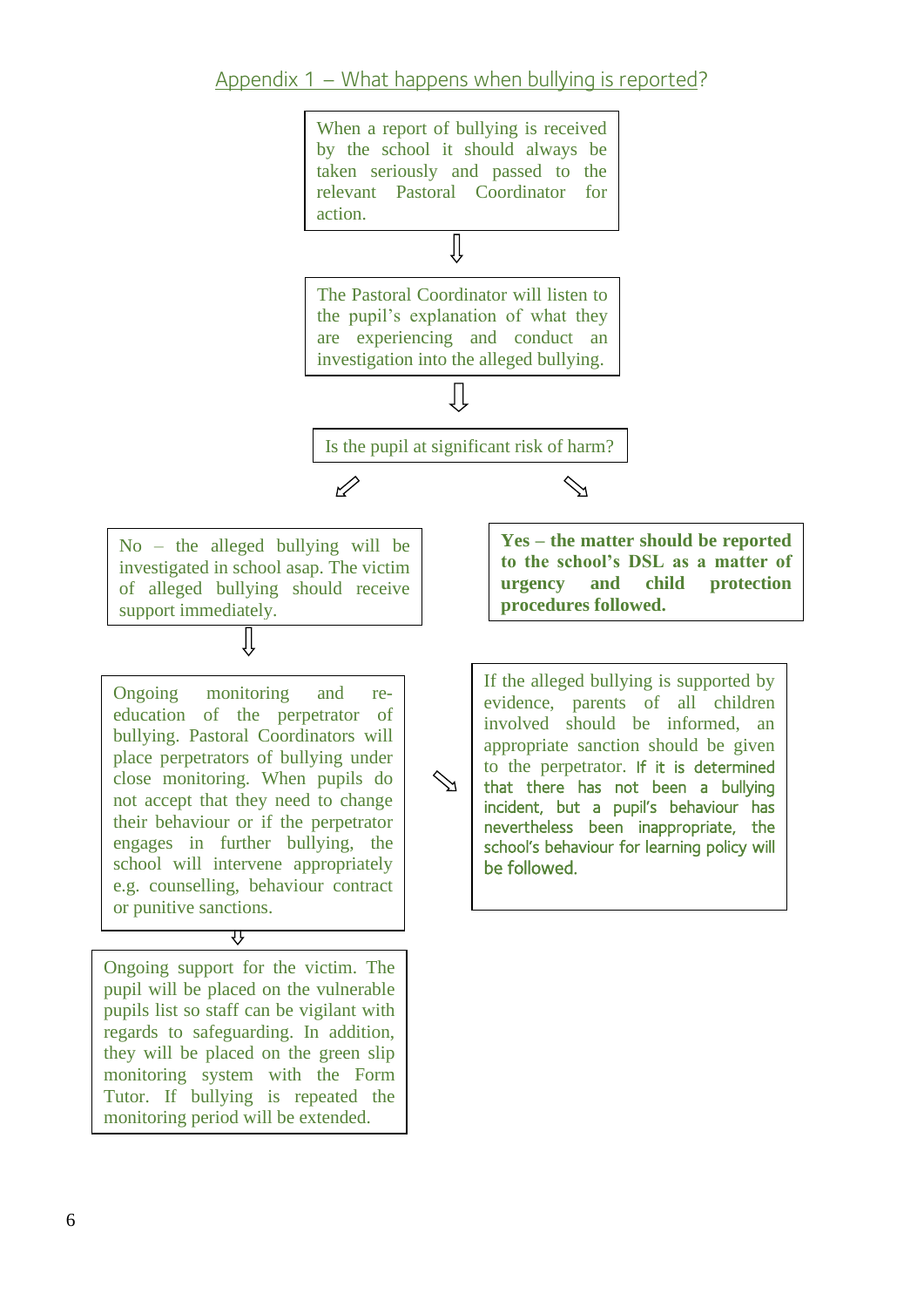## Appendix 1 – What happens when bullying is reported?

When a report of bullying is received by the school it should always be taken seriously and passed to the relevant Pastoral Coordinator for action.

⇩

The Pastoral Coordinator will listen to the pupil's explanation of what they are experiencing and conduct an investigation into the alleged bullying.

⇩

Is the pupil at significant risk of harm?

No – the alleged bullying will be investigated in school asap. The victim of alleged bullying should receive support immediately.

⇩

Ongoing monitoring and re-education of the perpetrator of bullying. Pastoral Coordinators will place perpetrators of bullying under close monitoring. When pupils do not accept that they need to change their behaviour or if the perpetrator engages in further bullying, the school will intervene appropriately e.g. counselling, behaviour contract or punitive sanctions.

⇩

Ongoing support for the victim. The pupil will be placed on the vulnerable pupils list so staff can be vigilant with regards to safeguarding. In addition, they will be placed on the green slip monitoring system with the Form Tutor. If bullying is repeated the monitoring period will be extended.

**Yes – the matter should be reported to the school's DSL as a matter of urgency and child protection procedures followed.**

If the alleged bullying is supported by evidence, parents of all children involved should be informed, an appropriate sanction should be given to the perpetrator. If it is determined that there has not been a bullying incident, but a pupil's behaviour has nevertheless been inappropriate, the school's behaviour for learning policy will be followed.